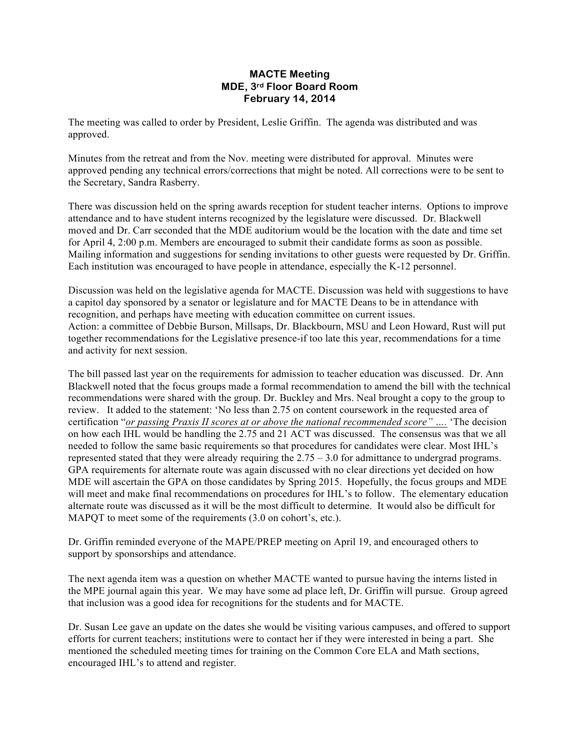# MACTE Meeting
## MDE, 3rd Floor Board Room
## February 14, 2014

The meeting was called to order by President, Leslie Griffin. The agenda was distributed and was approved.

Minutes from the retreat and from the Nov. meeting were distributed for approval. Minutes were approved pending any technical errors/corrections that might be noted. All corrections were to be sent to the Secretary, Sandra Rasberry.

There was discussion held on the spring awards reception for student teacher interns. Options to improve attendance and to have student interns recognized by the legislature were discussed. Dr. Blackwell moved and Dr. Carr seconded that the MDE auditorium would be the location with the date and time set for April 4, 2:00 p.m. Members are encouraged to submit their candidate forms as soon as possible. Mailing information and suggestions for sending invitations to other guests were requested by Dr. Griffin. Each institution was encouraged to have people in attendance, especially the K-12 personnel.

Discussion was held on the legislative agenda for MACTE. Discussion was held with suggestions to have a capitol day sponsored by a senator or legislature and for MACTE Deans to be in attendance with recognition, and perhaps have meeting with education committee on current issues.
Action: a committee of Debbie Burson, Millsaps, Dr. Blackbourn, MSU and Leon Howard, Rust will put together recommendations for the Legislative presence-if too late this year, recommendations for a time and activity for next session.

The bill passed last year on the requirements for admission to teacher education was discussed. Dr. Ann Blackwell noted that the focus groups made a formal recommendation to amend the bill with the technical recommendations were shared with the group. Dr. Buckley and Mrs. Neal brought a copy to the group to review. It added to the statement: 'No less than 2.75 on content coursework in the requested area of certification "*or passing Praxis II scores at or above the national recommended score"* …. 'The decision on how each IHL would be handling the 2.75 and 21 ACT was discussed. The consensus was that we all needed to follow the same basic requirements so that procedures for candidates were clear. Most IHL's represented stated that they were already requiring the 2.75 – 3.0 for admittance to undergrad programs. GPA requirements for alternate route was again discussed with no clear directions yet decided on how MDE will ascertain the GPA on those candidates by Spring 2015. Hopefully, the focus groups and MDE will meet and make final recommendations on procedures for IHL's to follow. The elementary education alternate route was discussed as it will be the most difficult to determine. It would also be difficult for MAPQT to meet some of the requirements (3.0 on cohort's, etc.).

Dr. Griffin reminded everyone of the MAPE/PREP meeting on April 19, and encouraged others to support by sponsorships and attendance.

The next agenda item was a question on whether MACTE wanted to pursue having the interns listed in the MPE journal again this year. We may have some ad place left, Dr. Griffin will pursue. Group agreed that inclusion was a good idea for recognitions for the students and for MACTE.

Dr. Susan Lee gave an update on the dates she would be visiting various campuses, and offered to support efforts for current teachers; institutions were to contact her if they were interested in being a part. She mentioned the scheduled meeting times for training on the Common Core ELA and Math sections, encouraged IHL's to attend and register.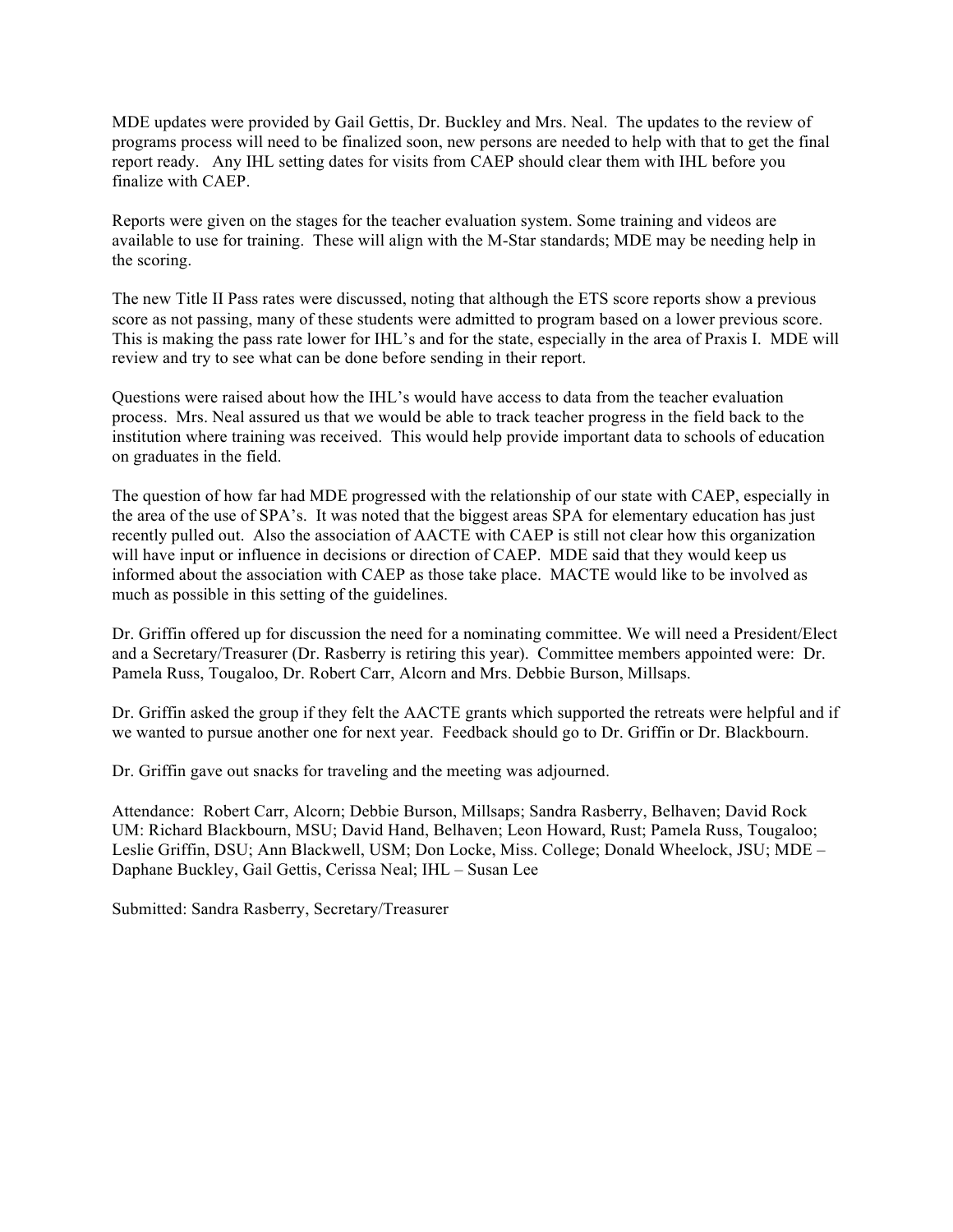MDE updates were provided by Gail Gettis, Dr. Buckley and Mrs. Neal. The updates to the review of programs process will need to be finalized soon, new persons are needed to help with that to get the final report ready. Any IHL setting dates for visits from CAEP should clear them with IHL before you finalize with CAEP.

Reports were given on the stages for the teacher evaluation system. Some training and videos are available to use for training. These will align with the M-Star standards; MDE may be needing help in the scoring.

The new Title II Pass rates were discussed, noting that although the ETS score reports show a previous score as not passing, many of these students were admitted to program based on a lower previous score. This is making the pass rate lower for IHL's and for the state, especially in the area of Praxis I. MDE will review and try to see what can be done before sending in their report.

Questions were raised about how the IHL's would have access to data from the teacher evaluation process. Mrs. Neal assured us that we would be able to track teacher progress in the field back to the institution where training was received. This would help provide important data to schools of education on graduates in the field.

The question of how far had MDE progressed with the relationship of our state with CAEP, especially in the area of the use of SPA's. It was noted that the biggest areas SPA for elementary education has just recently pulled out. Also the association of AACTE with CAEP is still not clear how this organization will have input or influence in decisions or direction of CAEP. MDE said that they would keep us informed about the association with CAEP as those take place. MACTE would like to be involved as much as possible in this setting of the guidelines.

Dr. Griffin offered up for discussion the need for a nominating committee. We will need a President/Elect and a Secretary/Treasurer (Dr. Rasberry is retiring this year). Committee members appointed were: Dr. Pamela Russ, Tougaloo, Dr. Robert Carr, Alcorn and Mrs. Debbie Burson, Millsaps.

Dr. Griffin asked the group if they felt the AACTE grants which supported the retreats were helpful and if we wanted to pursue another one for next year. Feedback should go to Dr. Griffin or Dr. Blackbourn.

Dr. Griffin gave out snacks for traveling and the meeting was adjourned.

Attendance: Robert Carr, Alcorn; Debbie Burson, Millsaps; Sandra Rasberry, Belhaven; David Rock UM: Richard Blackbourn, MSU; David Hand, Belhaven; Leon Howard, Rust; Pamela Russ, Tougaloo; Leslie Griffin, DSU; Ann Blackwell, USM; Don Locke, Miss. College; Donald Wheelock, JSU; MDE – Daphane Buckley, Gail Gettis, Cerissa Neal; IHL – Susan Lee

Submitted: Sandra Rasberry, Secretary/Treasurer